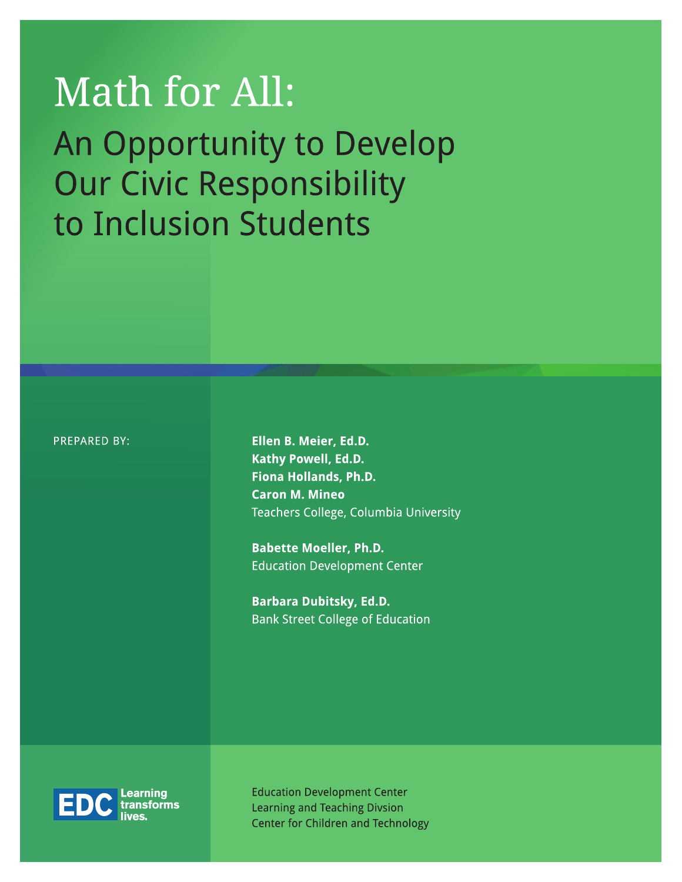# Math for All:

## An Opportunity to Develop Our Civic Responsibility to Inclusion Students

PREPARED BY:

**Ellen B. Meier, Ed.D.**
**Kathy Powell, Ed.D.**
**Fiona Hollands, Ph.D.**
**Caron M. Mineo**
Teachers College, Columbia University

**Babette Moeller, Ph.D.**
Education Development Center

**Barbara Dubitsky, Ed.D.**
Bank Street College of Education

EDC Learning transforms lives.

Education Development Center
Learning and Teaching Divsion
Center for Children and Technology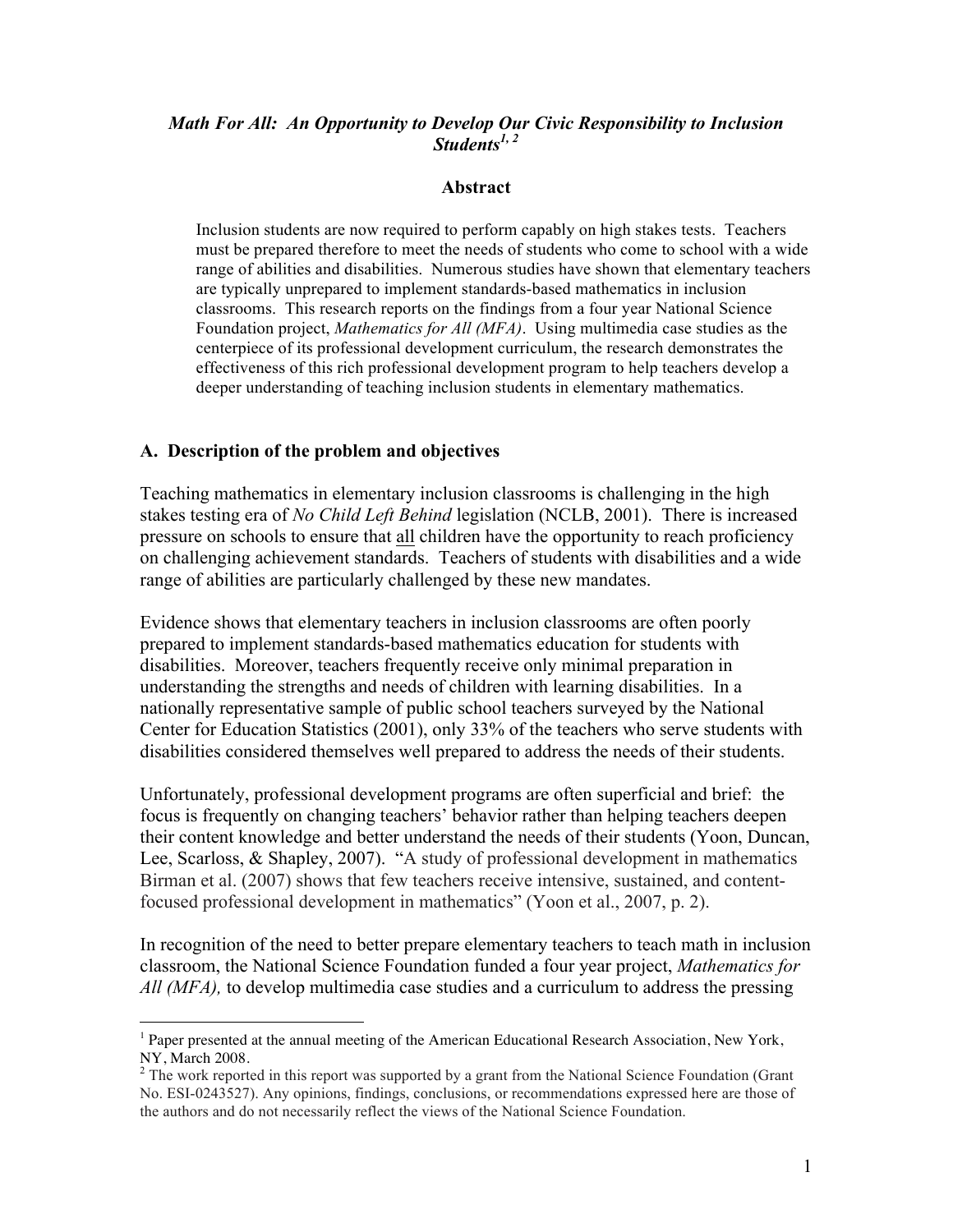## *Math For All: An Opportunity to Develop Our Civic Responsibility to Inclusion Students*[1, 2]

### Abstract

Inclusion students are now required to perform capably on high stakes tests. Teachers must be prepared therefore to meet the needs of students who come to school with a wide range of abilities and disabilities. Numerous studies have shown that elementary teachers are typically unprepared to implement standards-based mathematics in inclusion classrooms. This research reports on the findings from a four year National Science Foundation project, *Mathematics for All (MFA)*. Using multimedia case studies as the centerpiece of its professional development curriculum, the research demonstrates the effectiveness of this rich professional development program to help teachers develop a deeper understanding of teaching inclusion students in elementary mathematics.

### A. Description of the problem and objectives

Teaching mathematics in elementary inclusion classrooms is challenging in the high stakes testing era of *No Child Left Behind* legislation (NCLB, 2001). There is increased pressure on schools to ensure that <u>all</u> children have the opportunity to reach proficiency on challenging achievement standards. Teachers of students with disabilities and a wide range of abilities are particularly challenged by these new mandates.

Evidence shows that elementary teachers in inclusion classrooms are often poorly prepared to implement standards-based mathematics education for students with disabilities. Moreover, teachers frequently receive only minimal preparation in understanding the strengths and needs of children with learning disabilities. In a nationally representative sample of public school teachers surveyed by the National Center for Education Statistics (2001), only 33% of the teachers who serve students with disabilities considered themselves well prepared to address the needs of their students.

Unfortunately, professional development programs are often superficial and brief: the focus is frequently on changing teachers' behavior rather than helping teachers deepen their content knowledge and better understand the needs of their students (Yoon, Duncan, Lee, Scarloss, & Shapley, 2007). "A study of professional development in mathematics Birman et al. (2007) shows that few teachers receive intensive, sustained, and content-focused professional development in mathematics" (Yoon et al., 2007, p. 2).

In recognition of the need to better prepare elementary teachers to teach math in inclusion classroom, the National Science Foundation funded a four year project, *Mathematics for All (MFA),* to develop multimedia case studies and a curriculum to address the pressing

---

[1] Paper presented at the annual meeting of the American Educational Research Association, New York, NY, March 2008.

[2] The work reported in this report was supported by a grant from the National Science Foundation (Grant No. ESI-0243527). Any opinions, findings, conclusions, or recommendations expressed here are those of the authors and do not necessarily reflect the views of the National Science Foundation.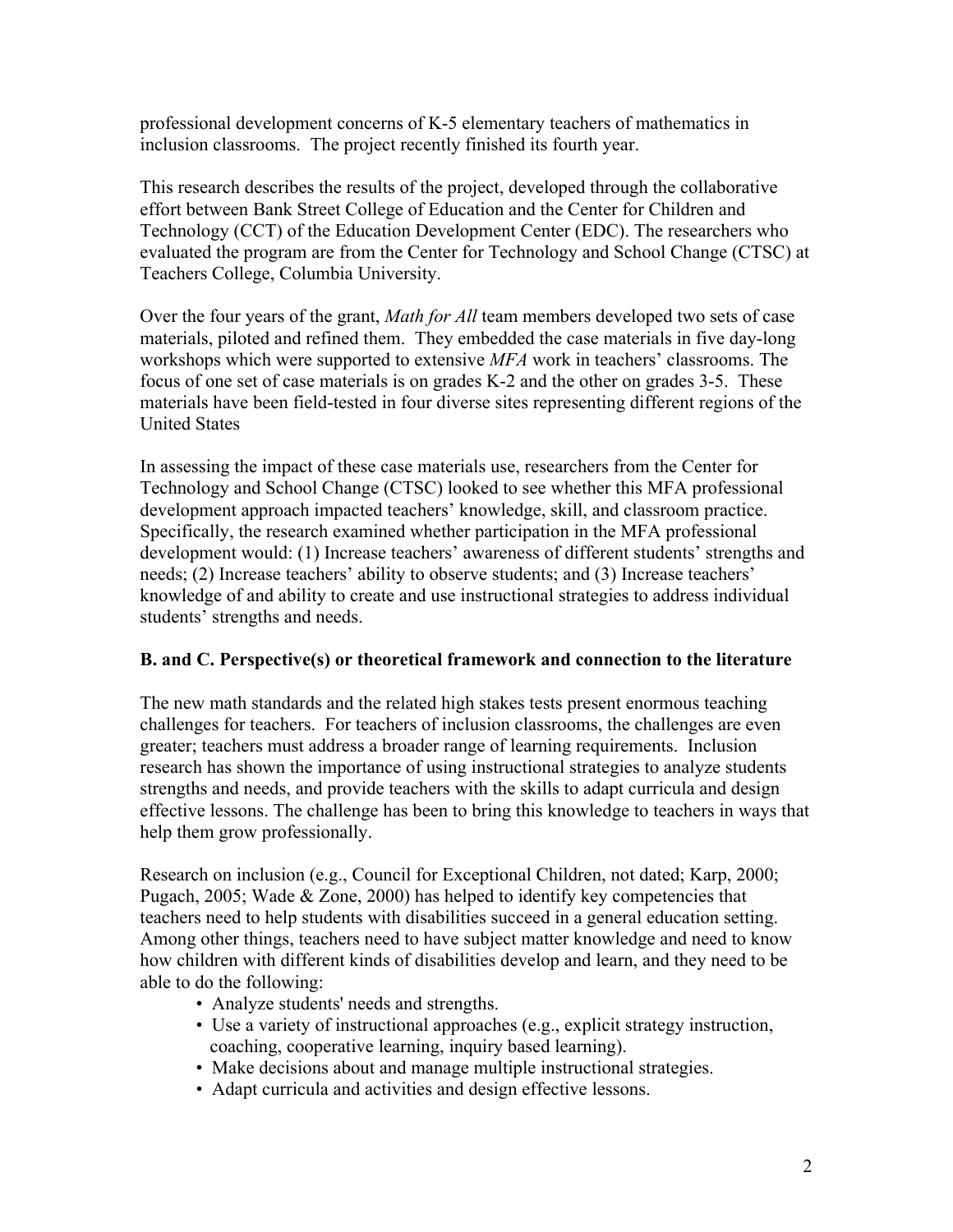professional development concerns of K-5 elementary teachers of mathematics in inclusion classrooms. The project recently finished its fourth year.

This research describes the results of the project, developed through the collaborative effort between Bank Street College of Education and the Center for Children and Technology (CCT) of the Education Development Center (EDC). The researchers who evaluated the program are from the Center for Technology and School Change (CTSC) at Teachers College, Columbia University.

Over the four years of the grant, *Math for All* team members developed two sets of case materials, piloted and refined them. They embedded the case materials in five day-long workshops which were supported to extensive *MFA* work in teachers' classrooms. The focus of one set of case materials is on grades K-2 and the other on grades 3-5. These materials have been field-tested in four diverse sites representing different regions of the United States

In assessing the impact of these case materials use, researchers from the Center for Technology and School Change (CTSC) looked to see whether this MFA professional development approach impacted teachers' knowledge, skill, and classroom practice. Specifically, the research examined whether participation in the MFA professional development would: (1) Increase teachers' awareness of different students' strengths and needs; (2) Increase teachers' ability to observe students; and (3) Increase teachers' knowledge of and ability to create and use instructional strategies to address individual students' strengths and needs.

**B. and C. Perspective(s) or theoretical framework and connection to the literature**

The new math standards and the related high stakes tests present enormous teaching challenges for teachers. For teachers of inclusion classrooms, the challenges are even greater; teachers must address a broader range of learning requirements. Inclusion research has shown the importance of using instructional strategies to analyze students strengths and needs, and provide teachers with the skills to adapt curricula and design effective lessons. The challenge has been to bring this knowledge to teachers in ways that help them grow professionally.

Research on inclusion (e.g., Council for Exceptional Children, not dated; Karp, 2000; Pugach, 2005; Wade & Zone, 2000) has helped to identify key competencies that teachers need to help students with disabilities succeed in a general education setting. Among other things, teachers need to have subject matter knowledge and need to know how children with different kinds of disabilities develop and learn, and they need to be able to do the following:

- Analyze students' needs and strengths.
- Use a variety of instructional approaches (e.g., explicit strategy instruction, coaching, cooperative learning, inquiry based learning).
- Make decisions about and manage multiple instructional strategies.
- Adapt curricula and activities and design effective lessons.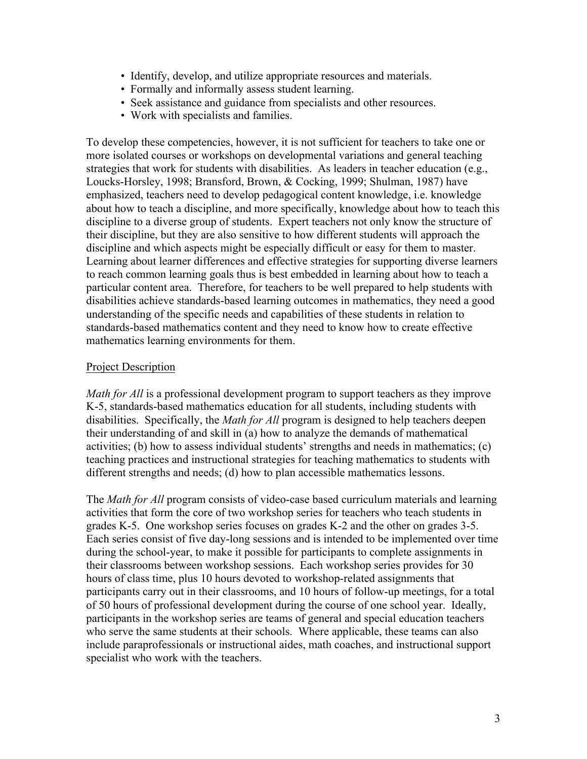- Identify, develop, and utilize appropriate resources and materials.
- Formally and informally assess student learning.
- Seek assistance and guidance from specialists and other resources.
- Work with specialists and families.

To develop these competencies, however, it is not sufficient for teachers to take one or more isolated courses or workshops on developmental variations and general teaching strategies that work for students with disabilities. As leaders in teacher education (e.g., Loucks-Horsley, 1998; Bransford, Brown, & Cocking, 1999; Shulman, 1987) have emphasized, teachers need to develop pedagogical content knowledge, i.e. knowledge about how to teach a discipline, and more specifically, knowledge about how to teach this discipline to a diverse group of students. Expert teachers not only know the structure of their discipline, but they are also sensitive to how different students will approach the discipline and which aspects might be especially difficult or easy for them to master. Learning about learner differences and effective strategies for supporting diverse learners to reach common learning goals thus is best embedded in learning about how to teach a particular content area. Therefore, for teachers to be well prepared to help students with disabilities achieve standards-based learning outcomes in mathematics, they need a good understanding of the specific needs and capabilities of these students in relation to standards-based mathematics content and they need to know how to create effective mathematics learning environments for them.

## Project Description

*Math for All* is a professional development program to support teachers as they improve K-5, standards-based mathematics education for all students, including students with disabilities. Specifically, the *Math for All* program is designed to help teachers deepen their understanding of and skill in (a) how to analyze the demands of mathematical activities; (b) how to assess individual students' strengths and needs in mathematics; (c) teaching practices and instructional strategies for teaching mathematics to students with different strengths and needs; (d) how to plan accessible mathematics lessons.

The *Math for All* program consists of video-case based curriculum materials and learning activities that form the core of two workshop series for teachers who teach students in grades K-5. One workshop series focuses on grades K-2 and the other on grades 3-5. Each series consist of five day-long sessions and is intended to be implemented over time during the school-year, to make it possible for participants to complete assignments in their classrooms between workshop sessions. Each workshop series provides for 30 hours of class time, plus 10 hours devoted to workshop-related assignments that participants carry out in their classrooms, and 10 hours of follow-up meetings, for a total of 50 hours of professional development during the course of one school year. Ideally, participants in the workshop series are teams of general and special education teachers who serve the same students at their schools. Where applicable, these teams can also include paraprofessionals or instructional aides, math coaches, and instructional support specialist who work with the teachers.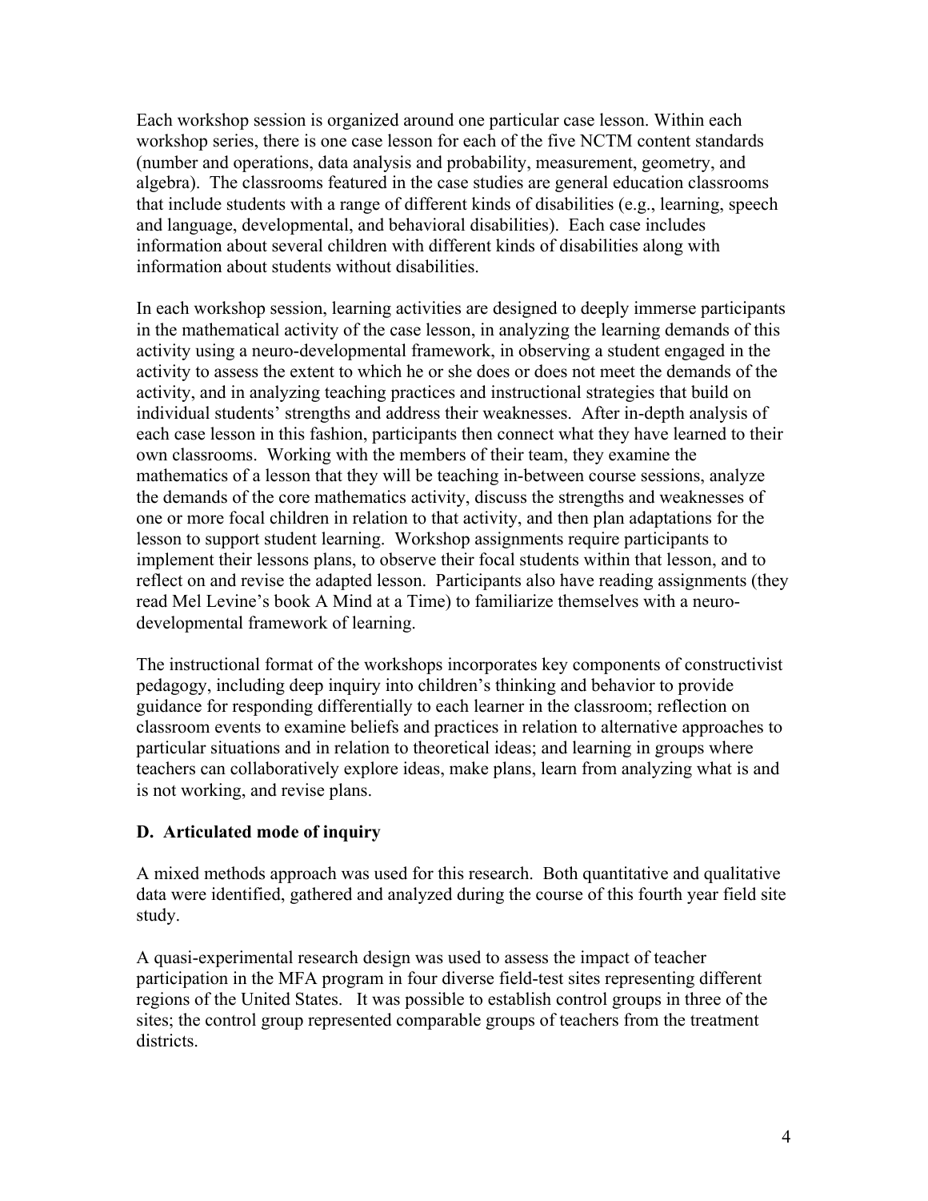Each workshop session is organized around one particular case lesson. Within each workshop series, there is one case lesson for each of the five NCTM content standards (number and operations, data analysis and probability, measurement, geometry, and algebra). The classrooms featured in the case studies are general education classrooms that include students with a range of different kinds of disabilities (e.g., learning, speech and language, developmental, and behavioral disabilities). Each case includes information about several children with different kinds of disabilities along with information about students without disabilities.

In each workshop session, learning activities are designed to deeply immerse participants in the mathematical activity of the case lesson, in analyzing the learning demands of this activity using a neuro-developmental framework, in observing a student engaged in the activity to assess the extent to which he or she does or does not meet the demands of the activity, and in analyzing teaching practices and instructional strategies that build on individual students' strengths and address their weaknesses. After in-depth analysis of each case lesson in this fashion, participants then connect what they have learned to their own classrooms. Working with the members of their team, they examine the mathematics of a lesson that they will be teaching in-between course sessions, analyze the demands of the core mathematics activity, discuss the strengths and weaknesses of one or more focal children in relation to that activity, and then plan adaptations for the lesson to support student learning. Workshop assignments require participants to implement their lessons plans, to observe their focal students within that lesson, and to reflect on and revise the adapted lesson. Participants also have reading assignments (they read Mel Levine's book A Mind at a Time) to familiarize themselves with a neuro-developmental framework of learning.

The instructional format of the workshops incorporates key components of constructivist pedagogy, including deep inquiry into children's thinking and behavior to provide guidance for responding differentially to each learner in the classroom; reflection on classroom events to examine beliefs and practices in relation to alternative approaches to particular situations and in relation to theoretical ideas; and learning in groups where teachers can collaboratively explore ideas, make plans, learn from analyzing what is and is not working, and revise plans.

### D. Articulated mode of inquiry

A mixed methods approach was used for this research. Both quantitative and qualitative data were identified, gathered and analyzed during the course of this fourth year field site study.

A quasi-experimental research design was used to assess the impact of teacher participation in the MFA program in four diverse field-test sites representing different regions of the United States. It was possible to establish control groups in three of the sites; the control group represented comparable groups of teachers from the treatment districts.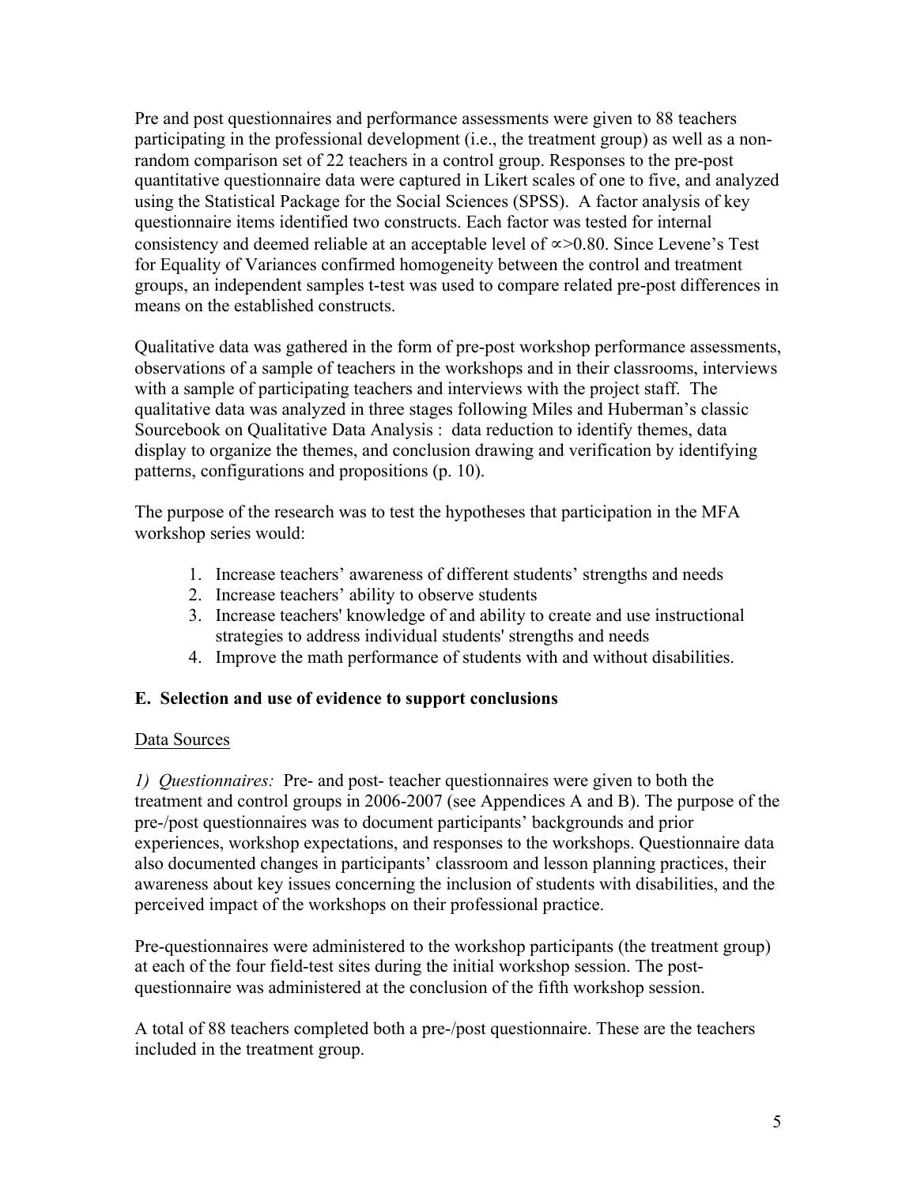Pre and post questionnaires and performance assessments were given to 88 teachers participating in the professional development (i.e., the treatment group) as well as a non-random comparison set of 22 teachers in a control group. Responses to the pre-post quantitative questionnaire data were captured in Likert scales of one to five, and analyzed using the Statistical Package for the Social Sciences (SPSS). A factor analysis of key questionnaire items identified two constructs. Each factor was tested for internal consistency and deemed reliable at an acceptable level of $\propto>0.80$. Since Levene's Test for Equality of Variances confirmed homogeneity between the control and treatment groups, an independent samples t-test was used to compare related pre-post differences in means on the established constructs.

Qualitative data was gathered in the form of pre-post workshop performance assessments, observations of a sample of teachers in the workshops and in their classrooms, interviews with a sample of participating teachers and interviews with the project staff. The qualitative data was analyzed in three stages following Miles and Huberman's classic Sourcebook on Qualitative Data Analysis : data reduction to identify themes, data display to organize the themes, and conclusion drawing and verification by identifying patterns, configurations and propositions (p. 10).

The purpose of the research was to test the hypotheses that participation in the MFA workshop series would:

1. Increase teachers' awareness of different students' strengths and needs
2. Increase teachers' ability to observe students
3. Increase teachers' knowledge of and ability to create and use instructional strategies to address individual students' strengths and needs
4. Improve the math performance of students with and without disabilities.

## E. Selection and use of evidence to support conclusions

Data Sources

*1) Questionnaires:* Pre- and post- teacher questionnaires were given to both the treatment and control groups in 2006-2007 (see Appendices A and B). The purpose of the pre-/post questionnaires was to document participants' backgrounds and prior experiences, workshop expectations, and responses to the workshops. Questionnaire data also documented changes in participants' classroom and lesson planning practices, their awareness about key issues concerning the inclusion of students with disabilities, and the perceived impact of the workshops on their professional practice.

Pre-questionnaires were administered to the workshop participants (the treatment group) at each of the four field-test sites during the initial workshop session. The post-questionnaire was administered at the conclusion of the fifth workshop session.

A total of 88 teachers completed both a pre-/post questionnaire. These are the teachers included in the treatment group.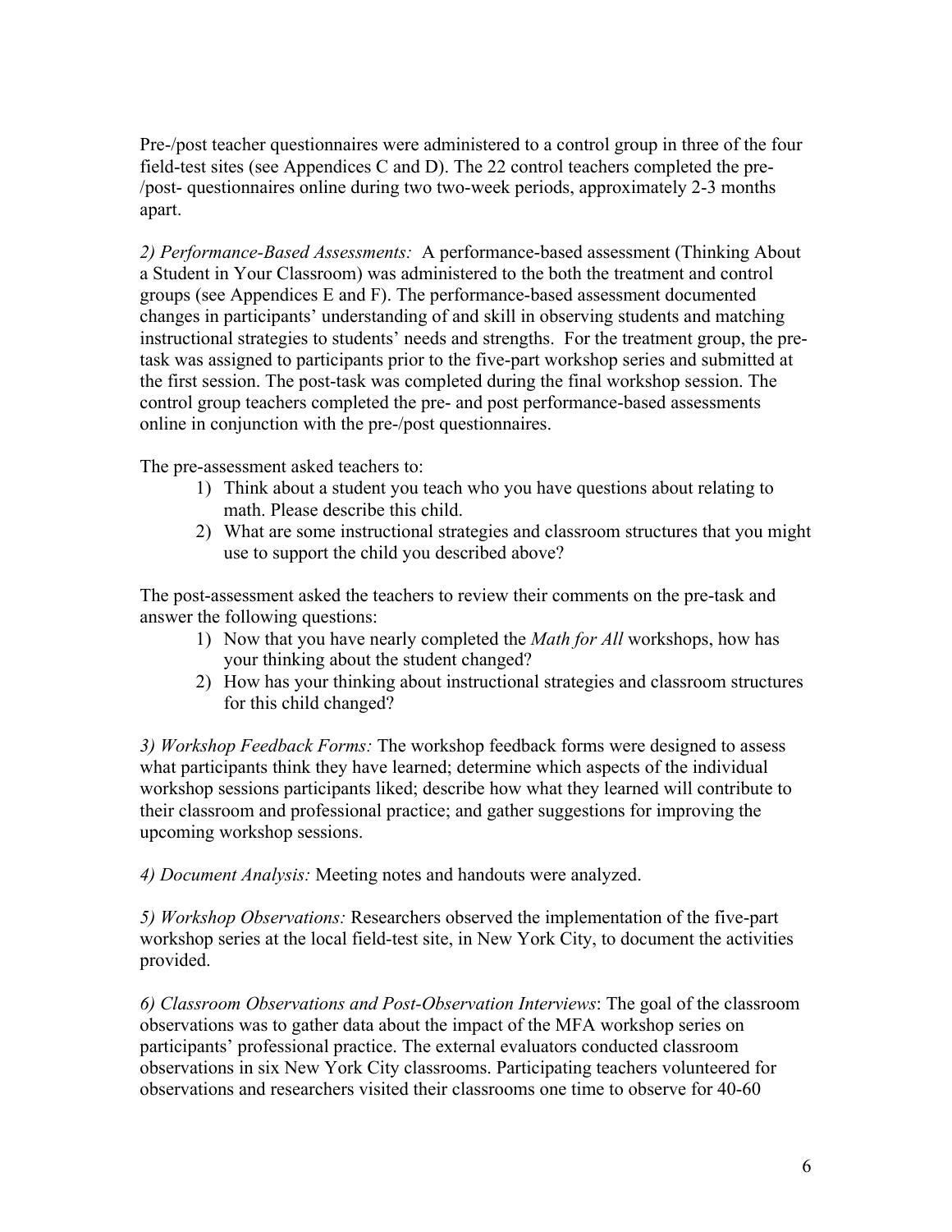Pre-/post teacher questionnaires were administered to a control group in three of the four field-test sites (see Appendices C and D). The 22 control teachers completed the pre-/post- questionnaires online during two two-week periods, approximately 2-3 months apart.

*2) Performance-Based Assessments:* A performance-based assessment (Thinking About a Student in Your Classroom) was administered to the both the treatment and control groups (see Appendices E and F). The performance-based assessment documented changes in participants' understanding of and skill in observing students and matching instructional strategies to students' needs and strengths. For the treatment group, the pre-task was assigned to participants prior to the five-part workshop series and submitted at the first session. The post-task was completed during the final workshop session. The control group teachers completed the pre- and post performance-based assessments online in conjunction with the pre-/post questionnaires.

The pre-assessment asked teachers to:

1) Think about a student you teach who you have questions about relating to math. Please describe this child.
2) What are some instructional strategies and classroom structures that you might use to support the child you described above?

The post-assessment asked the teachers to review their comments on the pre-task and answer the following questions:

1) Now that you have nearly completed the *Math for All* workshops, how has your thinking about the student changed?
2) How has your thinking about instructional strategies and classroom structures for this child changed?

*3) Workshop Feedback Forms:* The workshop feedback forms were designed to assess what participants think they have learned; determine which aspects of the individual workshop sessions participants liked; describe how what they learned will contribute to their classroom and professional practice; and gather suggestions for improving the upcoming workshop sessions.

*4) Document Analysis:* Meeting notes and handouts were analyzed.

*5) Workshop Observations:* Researchers observed the implementation of the five-part workshop series at the local field-test site, in New York City, to document the activities provided.

*6) Classroom Observations and Post-Observation Interviews*: The goal of the classroom observations was to gather data about the impact of the MFA workshop series on participants' professional practice. The external evaluators conducted classroom observations in six New York City classrooms. Participating teachers volunteered for observations and researchers visited their classrooms one time to observe for 40-60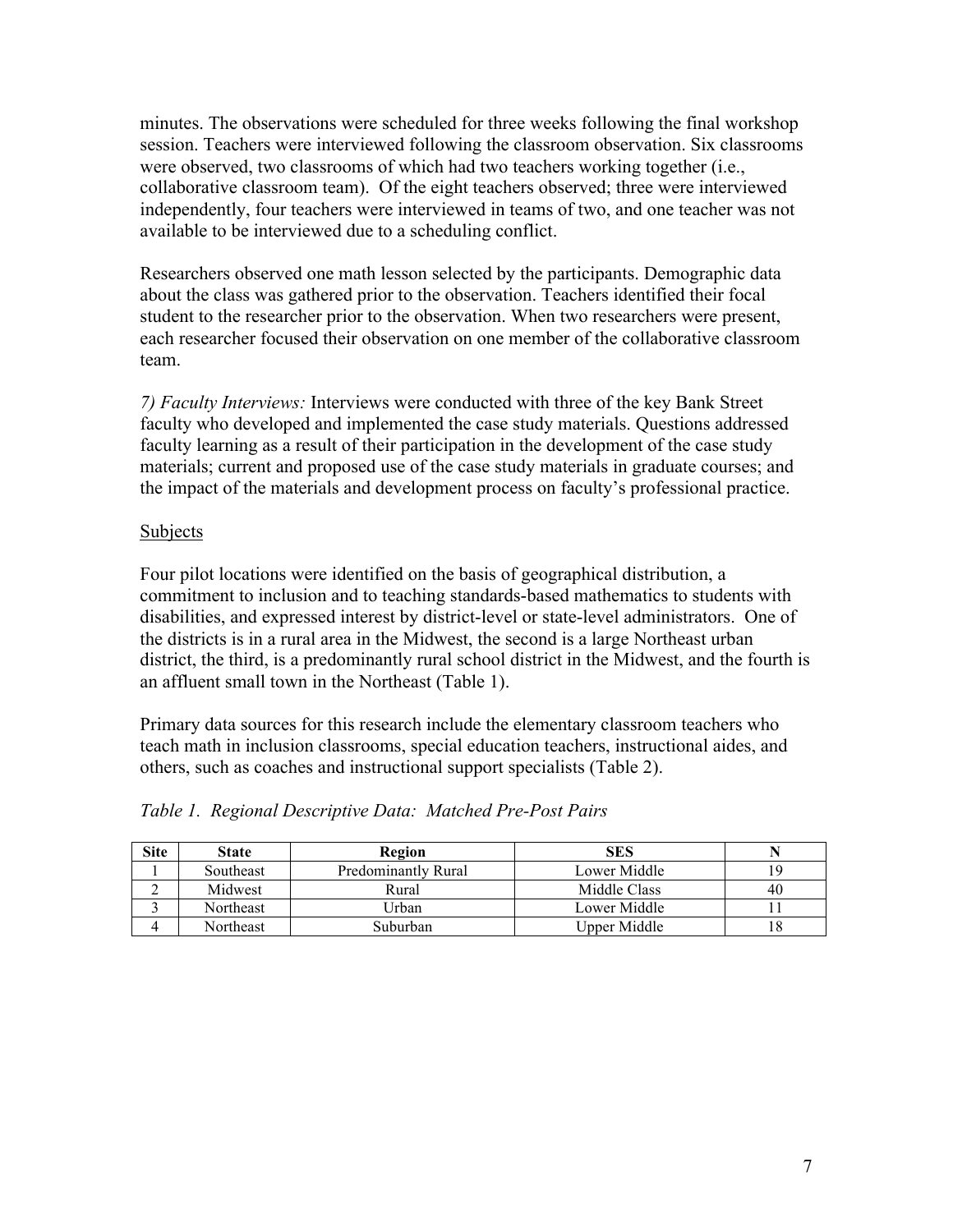minutes. The observations were scheduled for three weeks following the final workshop session. Teachers were interviewed following the classroom observation. Six classrooms were observed, two classrooms of which had two teachers working together (i.e., collaborative classroom team). Of the eight teachers observed; three were interviewed independently, four teachers were interviewed in teams of two, and one teacher was not available to be interviewed due to a scheduling conflict.

Researchers observed one math lesson selected by the participants. Demographic data about the class was gathered prior to the observation. Teachers identified their focal student to the researcher prior to the observation. When two researchers were present, each researcher focused their observation on one member of the collaborative classroom team.

*7) Faculty Interviews:* Interviews were conducted with three of the key Bank Street faculty who developed and implemented the case study materials. Questions addressed faculty learning as a result of their participation in the development of the case study materials; current and proposed use of the case study materials in graduate courses; and the impact of the materials and development process on faculty's professional practice.

<u>Subjects</u>

Four pilot locations were identified on the basis of geographical distribution, a commitment to inclusion and to teaching standards-based mathematics to students with disabilities, and expressed interest by district-level or state-level administrators. One of the districts is in a rural area in the Midwest, the second is a large Northeast urban district, the third, is a predominantly rural school district in the Midwest, and the fourth is an affluent small town in the Northeast (Table 1).

Primary data sources for this research include the elementary classroom teachers who teach math in inclusion classrooms, special education teachers, instructional aides, and others, such as coaches and instructional support specialists (Table 2).

*Table 1. Regional Descriptive Data: Matched Pre-Post Pairs*

| Site | State | Region | SES | N |
|---|---|---|---|---|
| 1 | Southeast | Predominantly Rural | Lower Middle | 19 |
| 2 | Midwest | Rural | Middle Class | 40 |
| 3 | Northeast | Urban | Lower Middle | 11 |
| 4 | Northeast | Suburban | Upper Middle | 18 |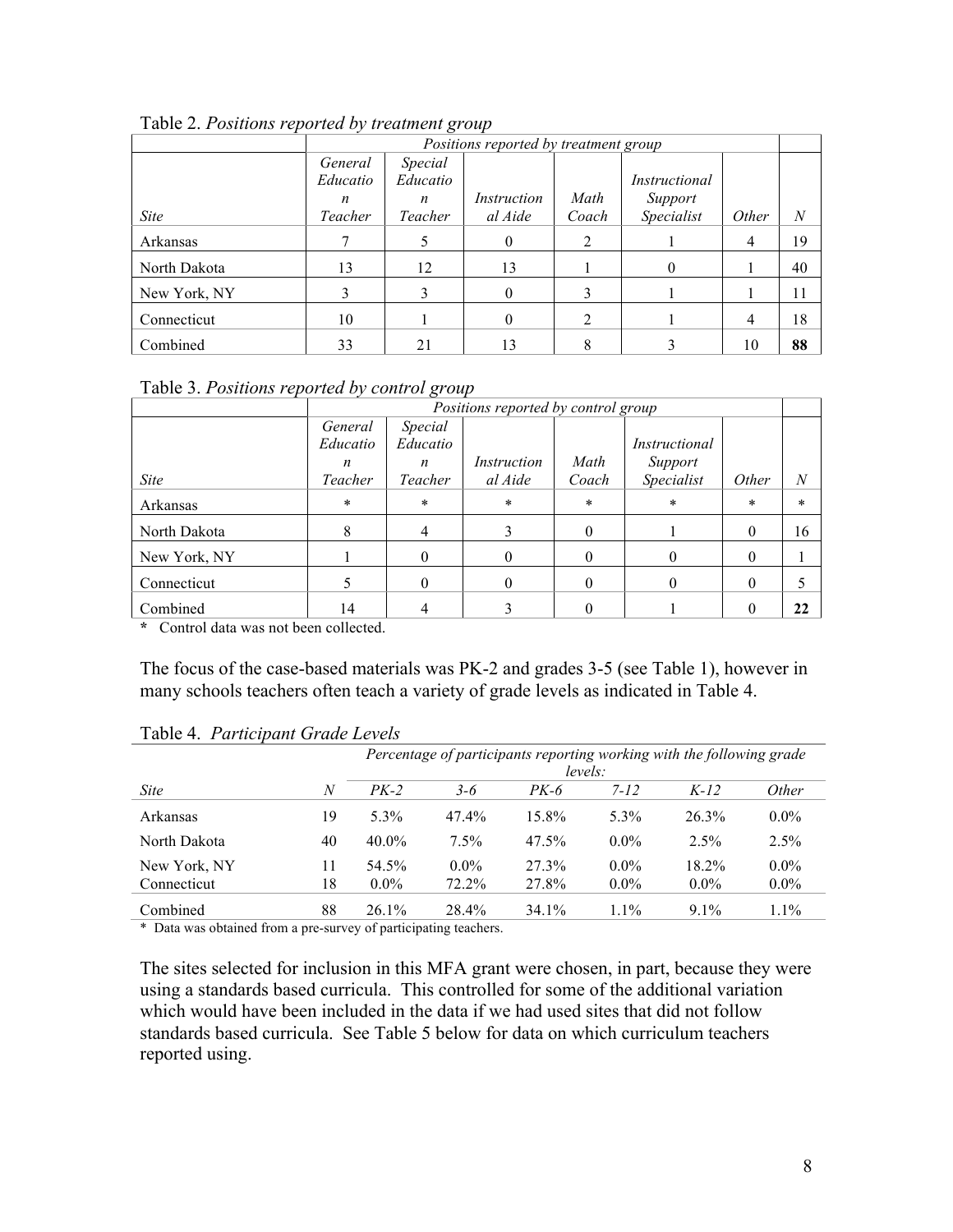Table 2. *Positions reported by treatment group*

| | *Positions reported by treatment group* | | | | | | |
|---|---|---|---|---|---|---|---|
| *Site* | *General Education Teacher* | *Special Education Teacher* | *Instructional Aide* | *Math Coach* | *Instructional Support Specialist* | *Other* | *N* |
| Arkansas | 7 | 5 | 0 | 2 | 1 | 4 | 19 |
| North Dakota | 13 | 12 | 13 | 1 | 0 | 1 | 40 |
| New York, NY | 3 | 3 | 0 | 3 | 1 | 1 | 11 |
| Connecticut | 10 | 1 | 0 | 2 | 1 | 4 | 18 |
| Combined | 33 | 21 | 13 | 8 | 3 | 10 | **88** |

Table 3. *Positions reported by control group*

| | *Positions reported by control group* | | | | | | |
|---|---|---|---|---|---|---|---|
| *Site* | *General Education Teacher* | *Special Education Teacher* | *Instructional Aide* | *Math Coach* | *Instructional Support Specialist* | *Other* | *N* |
| Arkansas | * | * | * | * | * | * | * |
| North Dakota | 8 | 4 | 3 | 0 | 1 | 0 | 16 |
| New York, NY | 1 | 0 | 0 | 0 | 0 | 0 | 1 |
| Connecticut | 5 | 0 | 0 | 0 | 0 | 0 | 5 |
| Combined | 14 | 4 | 3 | 0 | 1 | 0 | **22** |

**\*** Control data was not been collected.

The focus of the case-based materials was PK-2 and grades 3-5 (see Table 1), however in many schools teachers often teach a variety of grade levels as indicated in Table 4.

Table 4. *Participant Grade Levels*

| | | *Percentage of participants reporting working with the following grade levels:* | | | | | |
|---|---|---|---|---|---|---|---|
| *Site* | *N* | *PK-2* | *3-6* | *PK-6* | *7-12* | *K-12* | *Other* |
| Arkansas | 19 | 5.3% | 47.4% | 15.8% | 5.3% | 26.3% | 0.0% |
| North Dakota | 40 | 40.0% | 7.5% | 47.5% | 0.0% | 2.5% | 2.5% |
| New York, NY | 11 | 54.5% | 0.0% | 27.3% | 0.0% | 18.2% | 0.0% |
| Connecticut | 18 | 0.0% | 72.2% | 27.8% | 0.0% | 0.0% | 0.0% |
| Combined | 88 | 26.1% | 28.4% | 34.1% | 1.1% | 9.1% | 1.1% |

\* Data was obtained from a pre-survey of participating teachers.

The sites selected for inclusion in this MFA grant were chosen, in part, because they were using a standards based curricula. This controlled for some of the additional variation which would have been included in the data if we had used sites that did not follow standards based curricula. See Table 5 below for data on which curriculum teachers reported using.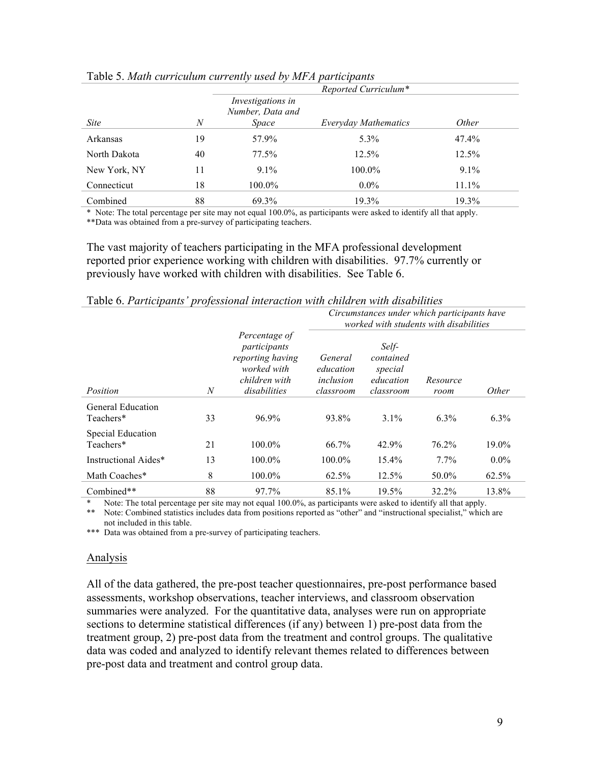Table 5. *Math curriculum currently used by MFA participants*

| | | Reported Curriculum* | | |
|---|---|---|---|---|
| *Site* | *N* | *Investigations in Number, Data and Space* | *Everyday Mathematics* | *Other* |
| Arkansas | 19 | 57.9% | 5.3% | 47.4% |
| North Dakota | 40 | 77.5% | 12.5% | 12.5% |
| New York, NY | 11 | 9.1% | 100.0% | 9.1% |
| Connecticut | 18 | 100.0% | 0.0% | 11.1% |
| Combined | 88 | 69.3% | 19.3% | 19.3% |

\* Note: The total percentage per site may not equal 100.0%, as participants were asked to identify all that apply.
**Data was obtained from a pre-survey of participating teachers.

The vast majority of teachers participating in the MFA professional development reported prior experience working with children with disabilities. 97.7% currently or previously have worked with children with disabilities. See Table 6.

Table 6. *Participants' professional interaction with children with disabilities*

| | | | *Circumstances under which participants have worked with students with disabilities* | | | |
|---|---|---|---|---|---|---|
| *Position* | *N* | *Percentage of participants reporting having worked with children with disabilities* | *General education inclusion classroom* | *Self-contained special education classroom* | *Resource room* | *Other* |
| General Education Teachers* | 33 | 96.9% | 93.8% | 3.1% | 6.3% | 6.3% |
| Special Education Teachers* | 21 | 100.0% | 66.7% | 42.9% | 76.2% | 19.0% |
| Instructional Aides* | 13 | 100.0% | 100.0% | 15.4% | 7.7% | 0.0% |
| Math Coaches* | 8 | 100.0% | 62.5% | 12.5% | 50.0% | 62.5% |
| Combined** | 88 | 97.7% | 85.1% | 19.5% | 32.2% | 13.8% |

\* Note: The total percentage per site may not equal 100.0%, as participants were asked to identify all that apply.
** Note: Combined statistics includes data from positions reported as "other" and "instructional specialist," which are not included in this table.
*** Data was obtained from a pre-survey of participating teachers.

## Analysis

All of the data gathered, the pre-post teacher questionnaires, pre-post performance based assessments, workshop observations, teacher interviews, and classroom observation summaries were analyzed. For the quantitative data, analyses were run on appropriate sections to determine statistical differences (if any) between 1) pre-post data from the treatment group, 2) pre-post data from the treatment and control groups. The qualitative data was coded and analyzed to identify relevant themes related to differences between pre-post data and treatment and control group data.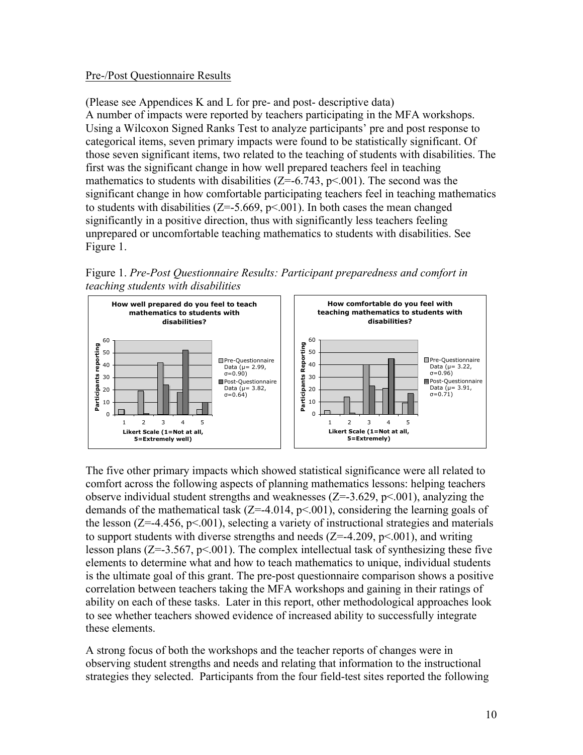Pre-/Post Questionnaire Results

(Please see Appendices K and L for pre- and post- descriptive data)
A number of impacts were reported by teachers participating in the MFA workshops. Using a Wilcoxon Signed Ranks Test to analyze participants' pre and post response to categorical items, seven primary impacts were found to be statistically significant. Of those seven significant items, two related to the teaching of students with disabilities. The first was the significant change in how well prepared teachers feel in teaching mathematics to students with disabilities ($Z=-6.743$, $p<.001$). The second was the significant change in how comfortable participating teachers feel in teaching mathematics to students with disabilities ($Z=-5.669$, $p<.001$). In both cases the mean changed significantly in a positive direction, thus with significantly less teachers feeling unprepared or uncomfortable teaching mathematics to students with disabilities. See Figure 1.

Figure 1. *Pre-Post Questionnaire Results: Participant preparedness and comfort in teaching students with disabilities*

**How well prepared do you feel to teach mathematics to students with disabilities?**

Participants reporting (0–60) by Likert Scale (1=Not at all, 5=Extremely well)

Legend: Pre-Questionnaire Data ($\mu= 2.99$, $\sigma=0.90$); Post-Questionnaire Data ($\mu= 3.82$, $\sigma=0.64$)

**How comfortable do you feel with teaching mathematics to students with disabilities?**

Participants Reporting (0–60) by Likert Scale (1=Not at all, 5=Extremely)

Legend: Pre-Questionnaire Data ($\mu= 3.22$, $\sigma=0.96$); Post-Questionnaire Data ($\mu= 3.91$, $\sigma=0.71$)

The five other primary impacts which showed statistical significance were all related to comfort across the following aspects of planning mathematics lessons: helping teachers observe individual student strengths and weaknesses ($Z=-3.629$, $p<.001$), analyzing the demands of the mathematical task ($Z=-4.014$, $p<.001$), considering the learning goals of the lesson ($Z=-4.456$, $p<.001$), selecting a variety of instructional strategies and materials to support students with diverse strengths and needs ($Z=-4.209$, $p<.001$), and writing lesson plans ($Z=-3.567$, $p<.001$). The complex intellectual task of synthesizing these five elements to determine what and how to teach mathematics to unique, individual students is the ultimate goal of this grant. The pre-post questionnaire comparison shows a positive correlation between teachers taking the MFA workshops and gaining in their ratings of ability on each of these tasks. Later in this report, other methodological approaches look to see whether teachers showed evidence of increased ability to successfully integrate these elements.

A strong focus of both the workshops and the teacher reports of changes were in observing student strengths and needs and relating that information to the instructional strategies they selected. Participants from the four field-test sites reported the following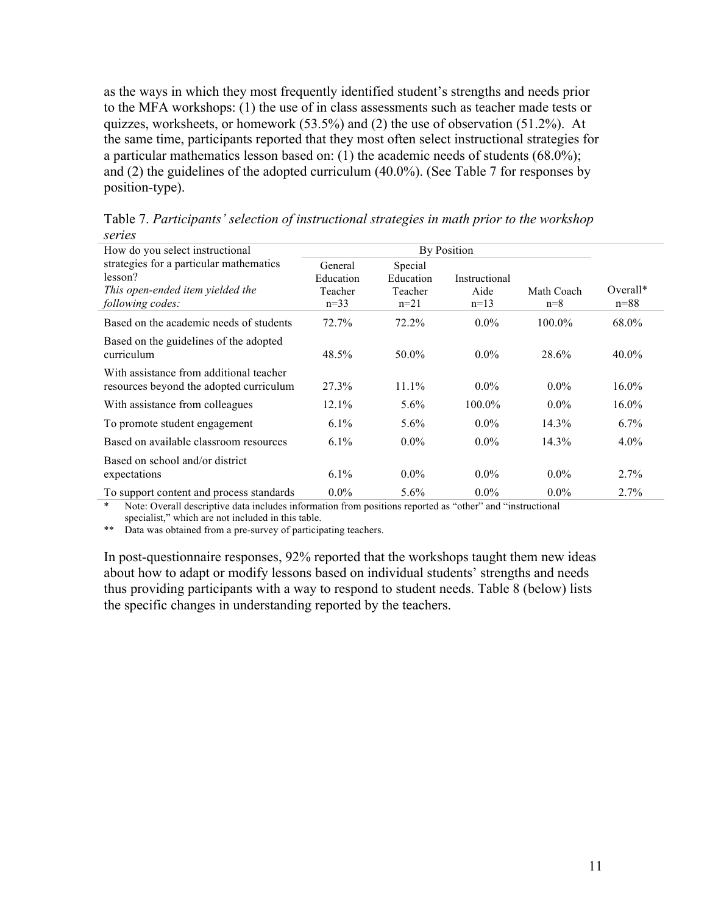as the ways in which they most frequently identified student's strengths and needs prior to the MFA workshops: (1) the use of in class assessments such as teacher made tests or quizzes, worksheets, or homework (53.5%) and (2) the use of observation (51.2%). At the same time, participants reported that they most often select instructional strategies for a particular mathematics lesson based on: (1) the academic needs of students (68.0%); and (2) the guidelines of the adopted curriculum (40.0%). (See Table 7 for responses by position-type).

Table 7. *Participants' selection of instructional strategies in math prior to the workshop series*

| How do you select instructional strategies for a particular mathematics lesson? *This open-ended item yielded the following codes:* | By Position | | | | |
|---|---|---|---|---|---|
| | General Education Teacher n=33 | Special Education Teacher n=21 | Instructional Aide n=13 | Math Coach n=8 | Overall* n=88 |
| Based on the academic needs of students | 72.7% | 72.2% | 0.0% | 100.0% | 68.0% |
| Based on the guidelines of the adopted curriculum | 48.5% | 50.0% | 0.0% | 28.6% | 40.0% |
| With assistance from additional teacher resources beyond the adopted curriculum | 27.3% | 11.1% | 0.0% | 0.0% | 16.0% |
| With assistance from colleagues | 12.1% | 5.6% | 100.0% | 0.0% | 16.0% |
| To promote student engagement | 6.1% | 5.6% | 0.0% | 14.3% | 6.7% |
| Based on available classroom resources | 6.1% | 0.0% | 0.0% | 14.3% | 4.0% |
| Based on school and/or district expectations | 6.1% | 0.0% | 0.0% | 0.0% | 2.7% |
| To support content and process standards | 0.0% | 5.6% | 0.0% | 0.0% | 2.7% |

\* Note: Overall descriptive data includes information from positions reported as "other" and "instructional specialist," which are not included in this table.

\*\* Data was obtained from a pre-survey of participating teachers.

In post-questionnaire responses, 92% reported that the workshops taught them new ideas about how to adapt or modify lessons based on individual students' strengths and needs thus providing participants with a way to respond to student needs. Table 8 (below) lists the specific changes in understanding reported by the teachers.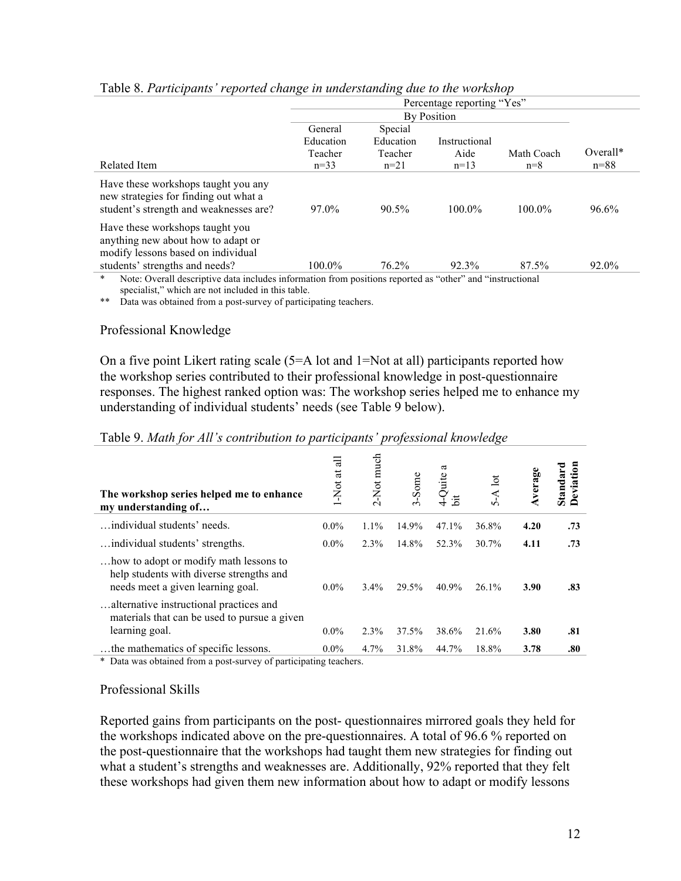Table 8. *Participants' reported change in understanding due to the workshop*

| | Percentage reporting "Yes" | | | | |
|---|---|---|---|---|---|
| | By Position | | | | |
| Related Item | General Education Teacher n=33 | Special Education Teacher n=21 | Instructional Aide n=13 | Math Coach n=8 | Overall* n=88 |
| Have these workshops taught you any new strategies for finding out what a student's strength and weaknesses are? | 97.0% | 90.5% | 100.0% | 100.0% | 96.6% |
| Have these workshops taught you anything new about how to adapt or modify lessons based on individual students' strengths and needs? | 100.0% | 76.2% | 92.3% | 87.5% | 92.0% |

\* Note: Overall descriptive data includes information from positions reported as "other" and "instructional specialist," which are not included in this table.

\** Data was obtained from a post-survey of participating teachers.

### Professional Knowledge

On a five point Likert rating scale (5=A lot and 1=Not at all) participants reported how the workshop series contributed to their professional knowledge in post-questionnaire responses. The highest ranked option was: The workshop series helped me to enhance my understanding of individual students' needs (see Table 9 below).

Table 9. *Math for All's contribution to participants' professional knowledge*

| **The workshop series helped me to enhance my understanding of…** | 1-Not at all | 2-Not much | 3-Some | 4-Quite a bit | 5-A lot | **Average** | **Standard Deviation** |
|---|---|---|---|---|---|---|---|
| …individual students' needs. | 0.0% | 1.1% | 14.9% | 47.1% | 36.8% | **4.20** | **.73** |
| …individual students' strengths. | 0.0% | 2.3% | 14.8% | 52.3% | 30.7% | **4.11** | **.73** |
| …how to adopt or modify math lessons to help students with diverse strengths and needs meet a given learning goal. | 0.0% | 3.4% | 29.5% | 40.9% | 26.1% | **3.90** | **.83** |
| …alternative instructional practices and materials that can be used to pursue a given learning goal. | 0.0% | 2.3% | 37.5% | 38.6% | 21.6% | **3.80** | **.81** |
| …the mathematics of specific lessons. | 0.0% | 4.7% | 31.8% | 44.7% | 18.8% | **3.78** | **.80** |

\* Data was obtained from a post-survey of participating teachers.

### Professional Skills

Reported gains from participants on the post- questionnaires mirrored goals they held for the workshops indicated above on the pre-questionnaires. A total of 96.6 % reported on the post-questionnaire that the workshops had taught them new strategies for finding out what a student's strengths and weaknesses are. Additionally, 92% reported that they felt these workshops had given them new information about how to adapt or modify lessons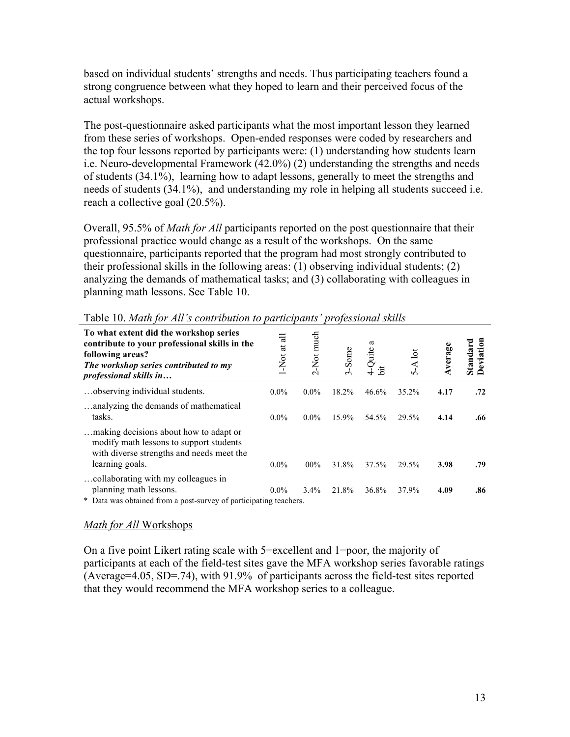based on individual students' strengths and needs. Thus participating teachers found a strong congruence between what they hoped to learn and their perceived focus of the actual workshops.

The post-questionnaire asked participants what the most important lesson they learned from these series of workshops. Open-ended responses were coded by researchers and the top four lessons reported by participants were: (1) understanding how students learn i.e. Neuro-developmental Framework (42.0%) (2) understanding the strengths and needs of students (34.1%), learning how to adapt lessons, generally to meet the strengths and needs of students (34.1%), and understanding my role in helping all students succeed i.e. reach a collective goal (20.5%).

Overall, 95.5% of *Math for All* participants reported on the post questionnaire that their professional practice would change as a result of the workshops. On the same questionnaire, participants reported that the program had most strongly contributed to their professional skills in the following areas: (1) observing individual students; (2) analyzing the demands of mathematical tasks; and (3) collaborating with colleagues in planning math lessons. See Table 10.

Table 10. *Math for All's contribution to participants' professional skills*

| **To what extent did the workshop series contribute to your professional skills in the following areas?** ***The workshop series contributed to my professional skills in…*** | 1-Not at all | 2-Not much | 3-Some | 4-Quite a bit | 5-A lot | **Average** | **Standard Deviation** |
|---|---|---|---|---|---|---|---|
| …observing individual students. | 0.0% | 0.0% | 18.2% | 46.6% | 35.2% | **4.17** | **.72** |
| …analyzing the demands of mathematical tasks. | 0.0% | 0.0% | 15.9% | 54.5% | 29.5% | **4.14** | **.66** |
| …making decisions about how to adapt or modify math lessons to support students with diverse strengths and needs meet the learning goals. | 0.0% | 00% | 31.8% | 37.5% | 29.5% | **3.98** | **.79** |
| …collaborating with my colleagues in planning math lessons. | 0.0% | 3.4% | 21.8% | 36.8% | 37.9% | **4.09** | **.86** |

\* Data was obtained from a post-survey of participating teachers.

### *Math for All* Workshops

On a five point Likert rating scale with 5=excellent and 1=poor, the majority of participants at each of the field-test sites gave the MFA workshop series favorable ratings (Average=4.05, SD=.74), with 91.9% of participants across the field-test sites reported that they would recommend the MFA workshop series to a colleague.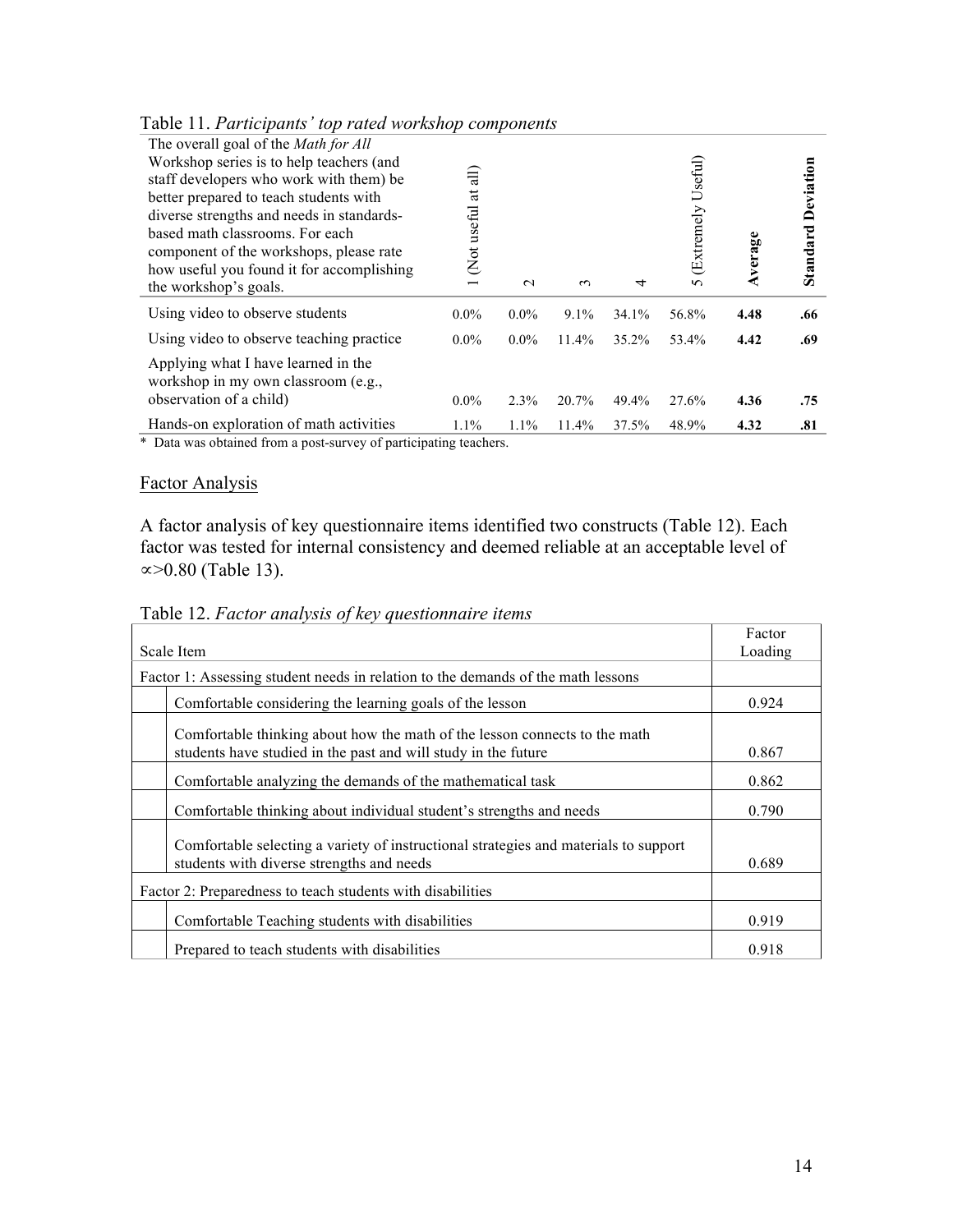Table 11. *Participants' top rated workshop components*

| The overall goal of the *Math for All* Workshop series is to help teachers (and staff developers who work with them) be better prepared to teach students with diverse strengths and needs in standards-based math classrooms. For each component of the workshops, please rate how useful you found it for accomplishing the workshop's goals. | 1 (Not useful at all) | 2 | 3 | 4 | 5 (Extremely Useful) | **Average** | **Standard Deviation** |
|---|---|---|---|---|---|---|---|
| Using video to observe students | 0.0% | 0.0% | 9.1% | 34.1% | 56.8% | **4.48** | **.66** |
| Using video to observe teaching practice | 0.0% | 0.0% | 11.4% | 35.2% | 53.4% | **4.42** | **.69** |
| Applying what I have learned in the workshop in my own classroom (e.g., observation of a child) | 0.0% | 2.3% | 20.7% | 49.4% | 27.6% | **4.36** | **.75** |
| Hands-on exploration of math activities | 1.1% | 1.1% | 11.4% | 37.5% | 48.9% | **4.32** | **.81** |

\* Data was obtained from a post-survey of participating teachers.

## Factor Analysis

A factor analysis of key questionnaire items identified two constructs (Table 12). Each factor was tested for internal consistency and deemed reliable at an acceptable level of $\alpha > 0.80$ (Table 13).

Table 12. *Factor analysis of key questionnaire items*

| Scale Item | | Factor Loading |
|---|---|---|
| Factor 1: Assessing student needs in relation to the demands of the math lessons | | |
| | Comfortable considering the learning goals of the lesson | 0.924 |
| | Comfortable thinking about how the math of the lesson connects to the math students have studied in the past and will study in the future | 0.867 |
| | Comfortable analyzing the demands of the mathematical task | 0.862 |
| | Comfortable thinking about individual student's strengths and needs | 0.790 |
| | Comfortable selecting a variety of instructional strategies and materials to support students with diverse strengths and needs | 0.689 |
| Factor 2: Preparedness to teach students with disabilities | | |
| | Comfortable Teaching students with disabilities | 0.919 |
| | Prepared to teach students with disabilities | 0.918 |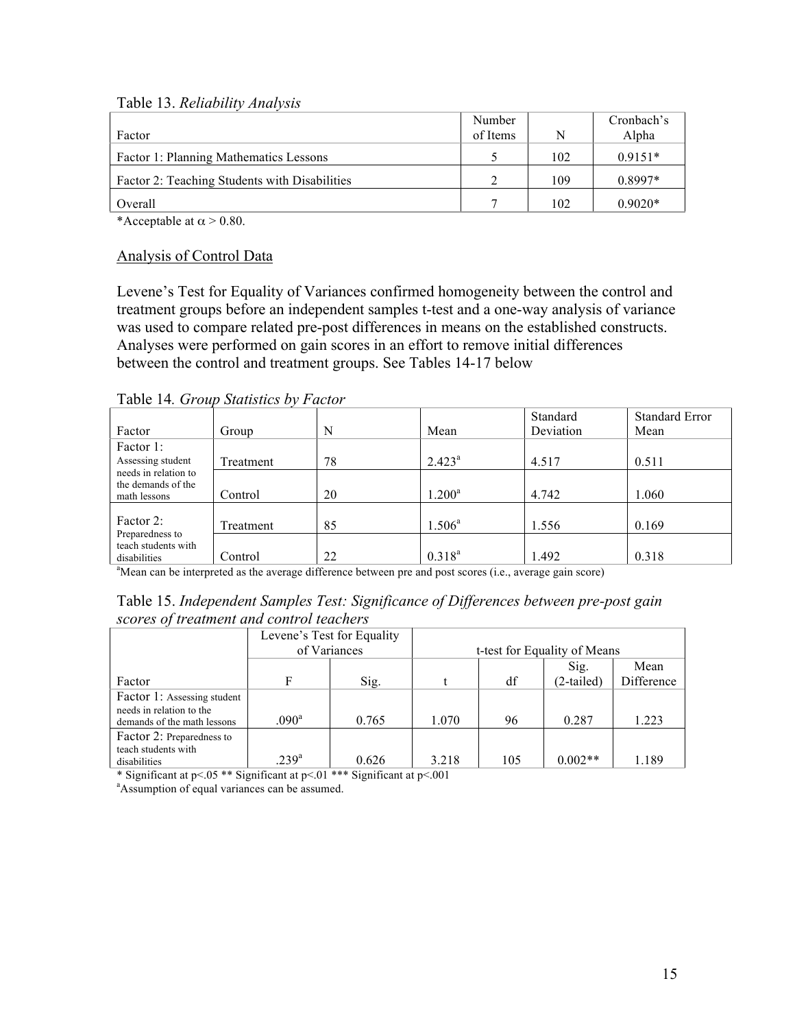Table 13. *Reliability Analysis*

| Factor | Number of Items | N | Cronbach's Alpha |
|---|---|---|---|
| Factor 1: Planning Mathematics Lessons | 5 | 102 | 0.9151* |
| Factor 2: Teaching Students with Disabilities | 2 | 109 | 0.8997* |
| Overall | 7 | 102 | 0.9020* |

*Acceptable at $\alpha > 0.80$.

## Analysis of Control Data

Levene's Test for Equality of Variances confirmed homogeneity between the control and treatment groups before an independent samples t-test and a one-way analysis of variance was used to compare related pre-post differences in means on the established constructs. Analyses were performed on gain scores in an effort to remove initial differences between the control and treatment groups. See Tables 14-17 below

Table 14. *Group Statistics by Factor*

| Factor | Group | N | Mean | Standard Deviation | Standard Error Mean |
|---|---|---|---|---|---|
| Factor 1: Assessing student needs in relation to the demands of the math lessons | Treatment | 78 | 2.423[a] | 4.517 | 0.511 |
| | Control | 20 | 1.200[a] | 4.742 | 1.060 |
| Factor 2: Preparedness to teach students with disabilities | Treatment | 85 | 1.506[a] | 1.556 | 0.169 |
| | Control | 22 | 0.318[a] | 1.492 | 0.318 |

[a]Mean can be interpreted as the average difference between pre and post scores (i.e., average gain score)

Table 15. *Independent Samples Test: Significance of Differences between pre-post gain scores of treatment and control teachers*

| | Levene's Test for Equality of Variances | | t-test for Equality of Means | | | |
|---|---|---|---|---|---|---|
| Factor | F | Sig. | t | df | Sig. (2-tailed) | Mean Difference |
| Factor 1: Assessing student needs in relation to the demands of the math lessons | .090[a] | 0.765 | 1.070 | 96 | 0.287 | 1.223 |
| Factor 2: Preparedness to teach students with disabilities | .239[a] | 0.626 | 3.218 | 105 | 0.002** | 1.189 |

\* Significant at $p<.05$ ** Significant at $p<.01$ *** Significant at $p<.001$

[a]Assumption of equal variances can be assumed.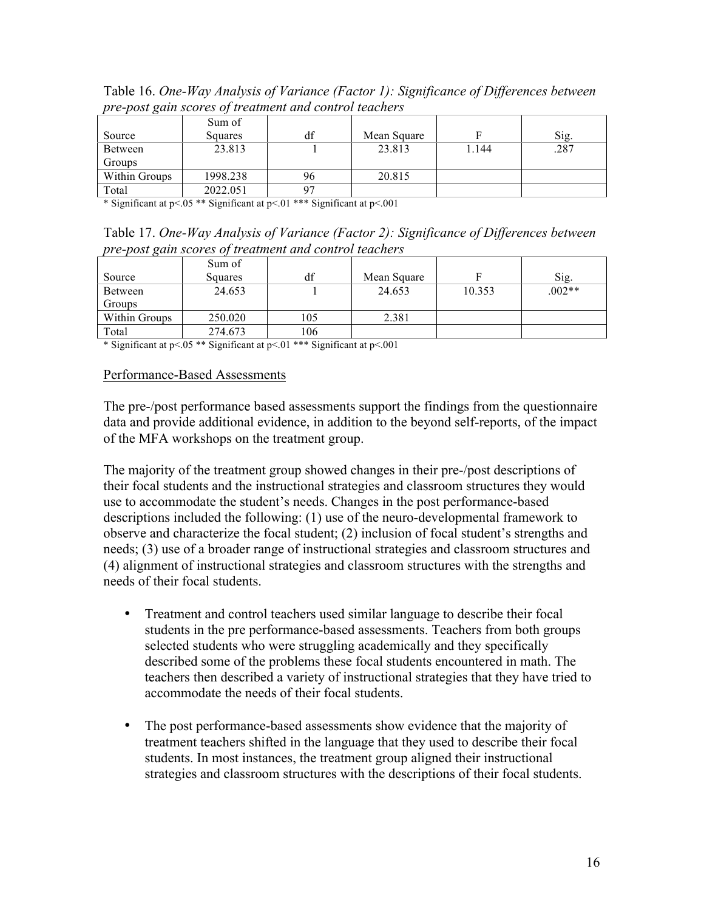Table 16. *One-Way Analysis of Variance (Factor 1): Significance of Differences between pre-post gain scores of treatment and control teachers*

| Source | Sum of Squares | df | Mean Square | F | Sig. |
|---|---|---|---|---|---|
| Between Groups | 23.813 | 1 | 23.813 | 1.144 | .287 |
| Within Groups | 1998.238 | 96 | 20.815 | | |
| Total | 2022.051 | 97 | | | |

\* Significant at p<.05 ** Significant at p<.01 *** Significant at p<.001

Table 17. *One-Way Analysis of Variance (Factor 2): Significance of Differences between pre-post gain scores of treatment and control teachers*

| Source | Sum of Squares | df | Mean Square | F | Sig. |
|---|---|---|---|---|---|
| Between Groups | 24.653 | 1 | 24.653 | 10.353 | .002** |
| Within Groups | 250.020 | 105 | 2.381 | | |
| Total | 274.673 | 106 | | | |

\* Significant at p<.05 ** Significant at p<.01 *** Significant at p<.001

Performance-Based Assessments

The pre-/post performance based assessments support the findings from the questionnaire data and provide additional evidence, in addition to the beyond self-reports, of the impact of the MFA workshops on the treatment group.

The majority of the treatment group showed changes in their pre-/post descriptions of their focal students and the instructional strategies and classroom structures they would use to accommodate the student's needs. Changes in the post performance-based descriptions included the following: (1) use of the neuro-developmental framework to observe and characterize the focal student; (2) inclusion of focal student's strengths and needs; (3) use of a broader range of instructional strategies and classroom structures and (4) alignment of instructional strategies and classroom structures with the strengths and needs of their focal students.

- Treatment and control teachers used similar language to describe their focal students in the pre performance-based assessments. Teachers from both groups selected students who were struggling academically and they specifically described some of the problems these focal students encountered in math. The teachers then described a variety of instructional strategies that they have tried to accommodate the needs of their focal students.

- The post performance-based assessments show evidence that the majority of treatment teachers shifted in the language that they used to describe their focal students. In most instances, the treatment group aligned their instructional strategies and classroom structures with the descriptions of their focal students.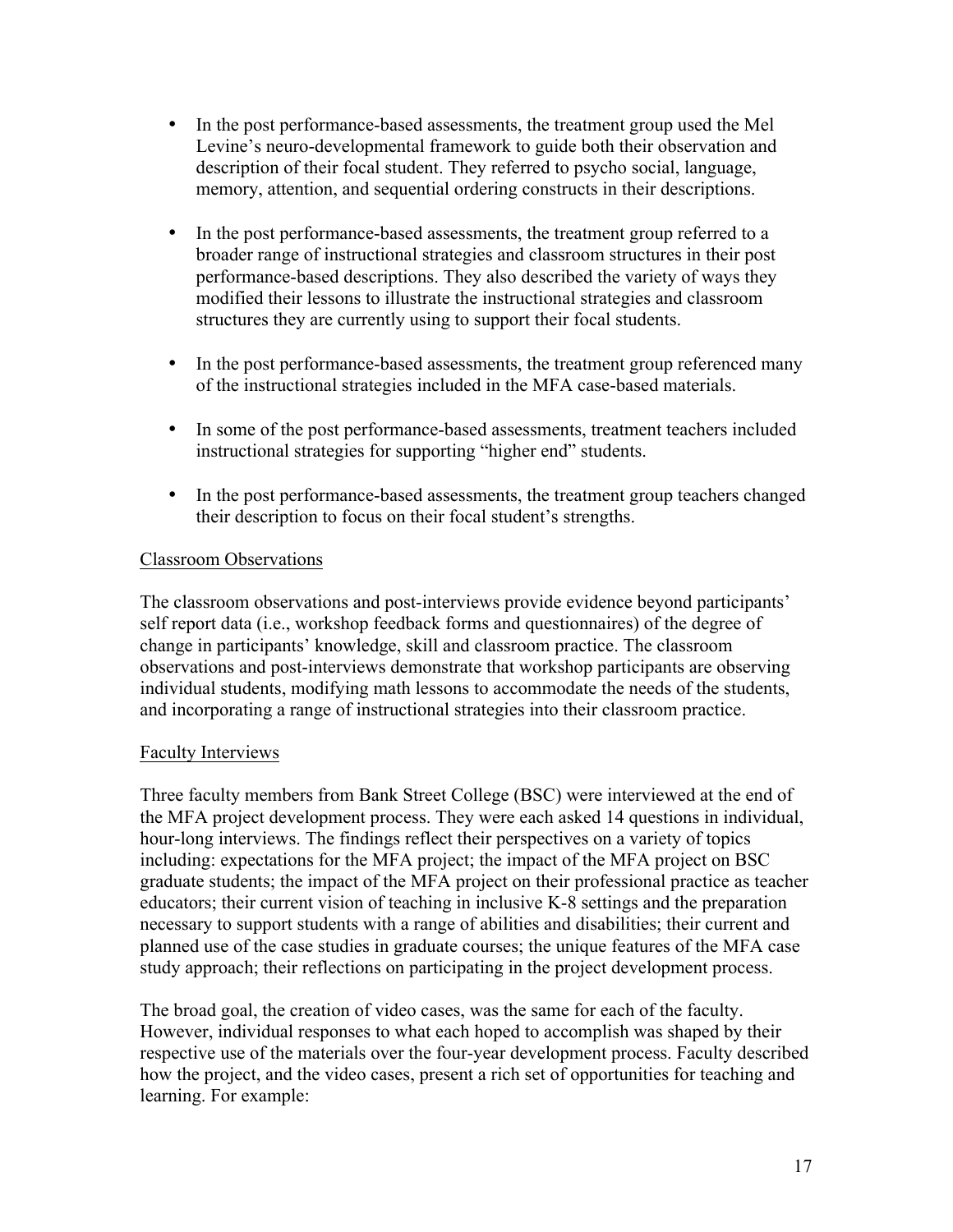- In the post performance-based assessments, the treatment group used the Mel Levine's neuro-developmental framework to guide both their observation and description of their focal student. They referred to psycho social, language, memory, attention, and sequential ordering constructs in their descriptions.

- In the post performance-based assessments, the treatment group referred to a broader range of instructional strategies and classroom structures in their post performance-based descriptions. They also described the variety of ways they modified their lessons to illustrate the instructional strategies and classroom structures they are currently using to support their focal students.

- In the post performance-based assessments, the treatment group referenced many of the instructional strategies included in the MFA case-based materials.

- In some of the post performance-based assessments, treatment teachers included instructional strategies for supporting "higher end" students.

- In the post performance-based assessments, the treatment group teachers changed their description to focus on their focal student's strengths.

<u>Classroom Observations</u>

The classroom observations and post-interviews provide evidence beyond participants' self report data (i.e., workshop feedback forms and questionnaires) of the degree of change in participants' knowledge, skill and classroom practice. The classroom observations and post-interviews demonstrate that workshop participants are observing individual students, modifying math lessons to accommodate the needs of the students, and incorporating a range of instructional strategies into their classroom practice.

<u>Faculty Interviews</u>

Three faculty members from Bank Street College (BSC) were interviewed at the end of the MFA project development process. They were each asked 14 questions in individual, hour-long interviews. The findings reflect their perspectives on a variety of topics including: expectations for the MFA project; the impact of the MFA project on BSC graduate students; the impact of the MFA project on their professional practice as teacher educators; their current vision of teaching in inclusive K-8 settings and the preparation necessary to support students with a range of abilities and disabilities; their current and planned use of the case studies in graduate courses; the unique features of the MFA case study approach; their reflections on participating in the project development process.

The broad goal, the creation of video cases, was the same for each of the faculty. However, individual responses to what each hoped to accomplish was shaped by their respective use of the materials over the four-year development process. Faculty described how the project, and the video cases, present a rich set of opportunities for teaching and learning. For example: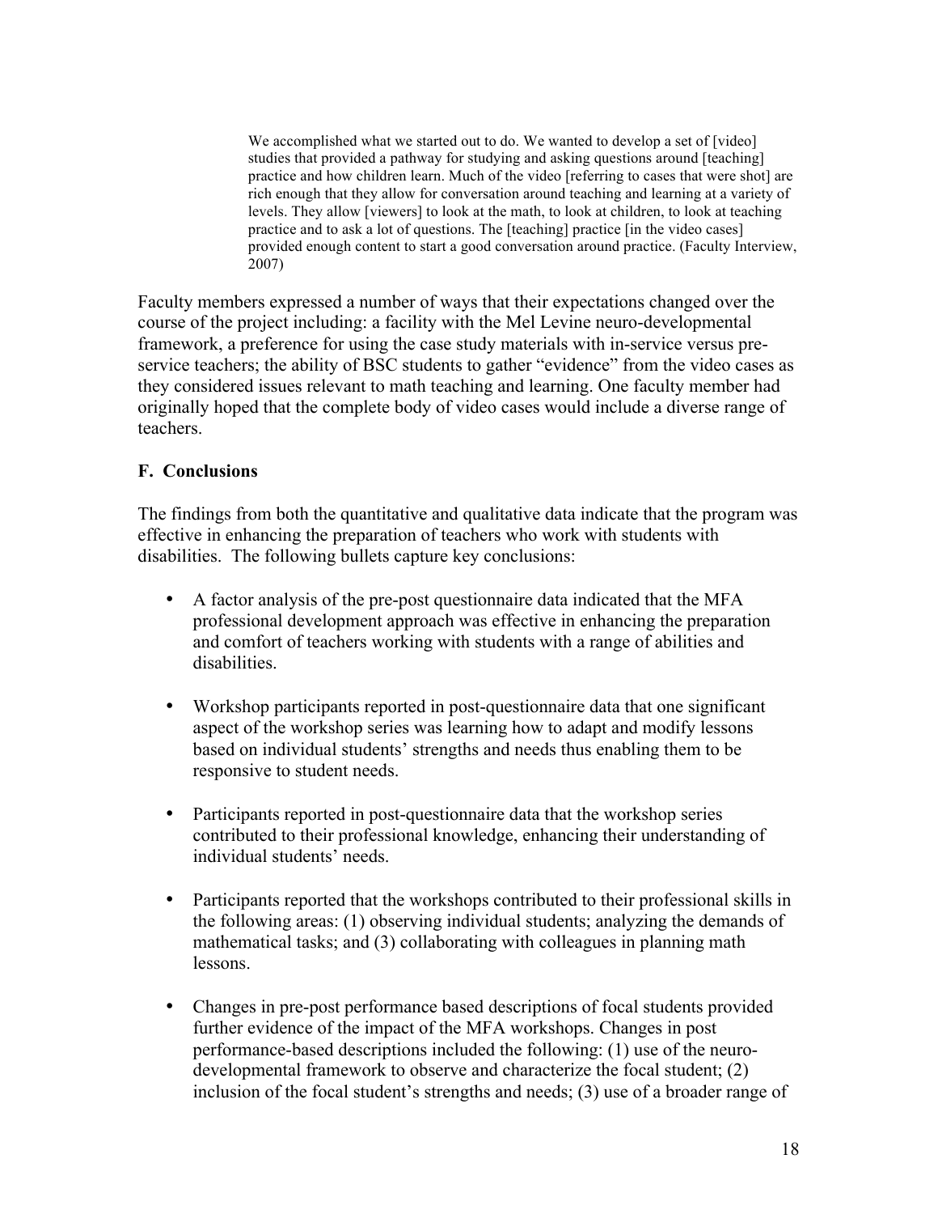> We accomplished what we started out to do. We wanted to develop a set of [video] studies that provided a pathway for studying and asking questions around [teaching] practice and how children learn. Much of the video [referring to cases that were shot] are rich enough that they allow for conversation around teaching and learning at a variety of levels. They allow [viewers] to look at the math, to look at children, to look at teaching practice and to ask a lot of questions. The [teaching] practice [in the video cases] provided enough content to start a good conversation around practice. (Faculty Interview, 2007)

Faculty members expressed a number of ways that their expectations changed over the course of the project including: a facility with the Mel Levine neuro-developmental framework, a preference for using the case study materials with in-service versus pre-service teachers; the ability of BSC students to gather "evidence" from the video cases as they considered issues relevant to math teaching and learning. One faculty member had originally hoped that the complete body of video cases would include a diverse range of teachers.

### F. Conclusions

The findings from both the quantitative and qualitative data indicate that the program was effective in enhancing the preparation of teachers who work with students with disabilities. The following bullets capture key conclusions:

- A factor analysis of the pre-post questionnaire data indicated that the MFA professional development approach was effective in enhancing the preparation and comfort of teachers working with students with a range of abilities and disabilities.
- Workshop participants reported in post-questionnaire data that one significant aspect of the workshop series was learning how to adapt and modify lessons based on individual students' strengths and needs thus enabling them to be responsive to student needs.
- Participants reported in post-questionnaire data that the workshop series contributed to their professional knowledge, enhancing their understanding of individual students' needs.
- Participants reported that the workshops contributed to their professional skills in the following areas: (1) observing individual students; analyzing the demands of mathematical tasks; and (3) collaborating with colleagues in planning math lessons.
- Changes in pre-post performance based descriptions of focal students provided further evidence of the impact of the MFA workshops. Changes in post performance-based descriptions included the following: (1) use of the neuro-developmental framework to observe and characterize the focal student; (2) inclusion of the focal student's strengths and needs; (3) use of a broader range of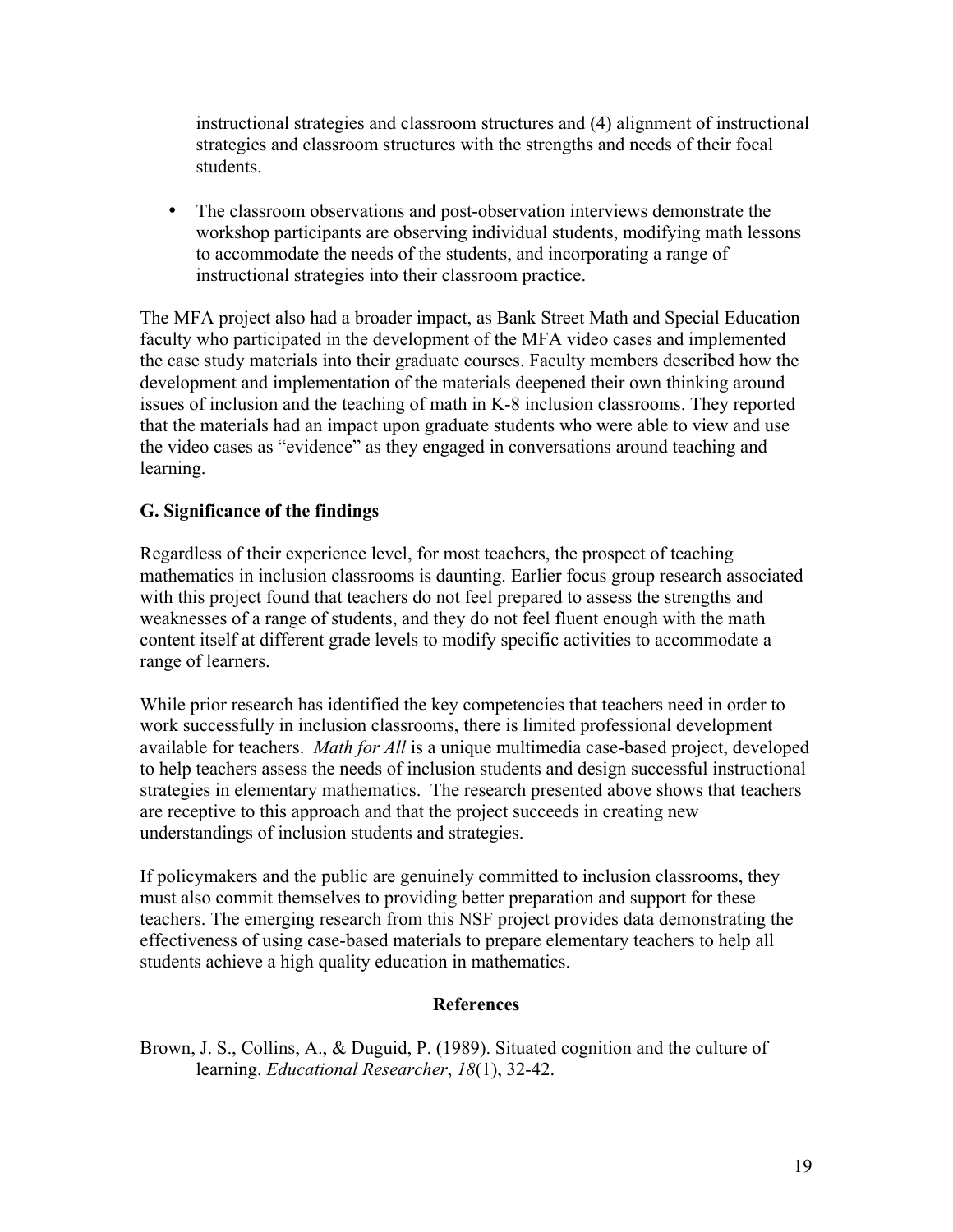instructional strategies and classroom structures and (4) alignment of instructional strategies and classroom structures with the strengths and needs of their focal students.

- The classroom observations and post-observation interviews demonstrate the workshop participants are observing individual students, modifying math lessons to accommodate the needs of the students, and incorporating a range of instructional strategies into their classroom practice.

The MFA project also had a broader impact, as Bank Street Math and Special Education faculty who participated in the development of the MFA video cases and implemented the case study materials into their graduate courses. Faculty members described how the development and implementation of the materials deepened their own thinking around issues of inclusion and the teaching of math in K-8 inclusion classrooms. They reported that the materials had an impact upon graduate students who were able to view and use the video cases as "evidence" as they engaged in conversations around teaching and learning.

### G. Significance of the findings

Regardless of their experience level, for most teachers, the prospect of teaching mathematics in inclusion classrooms is daunting. Earlier focus group research associated with this project found that teachers do not feel prepared to assess the strengths and weaknesses of a range of students, and they do not feel fluent enough with the math content itself at different grade levels to modify specific activities to accommodate a range of learners.

While prior research has identified the key competencies that teachers need in order to work successfully in inclusion classrooms, there is limited professional development available for teachers. *Math for All* is a unique multimedia case-based project, developed to help teachers assess the needs of inclusion students and design successful instructional strategies in elementary mathematics. The research presented above shows that teachers are receptive to this approach and that the project succeeds in creating new understandings of inclusion students and strategies.

If policymakers and the public are genuinely committed to inclusion classrooms, they must also commit themselves to providing better preparation and support for these teachers. The emerging research from this NSF project provides data demonstrating the effectiveness of using case-based materials to prepare elementary teachers to help all students achieve a high quality education in mathematics.

## References

Brown, J. S., Collins, A., & Duguid, P. (1989). Situated cognition and the culture of learning. *Educational Researcher*, *18*(1), 32-42.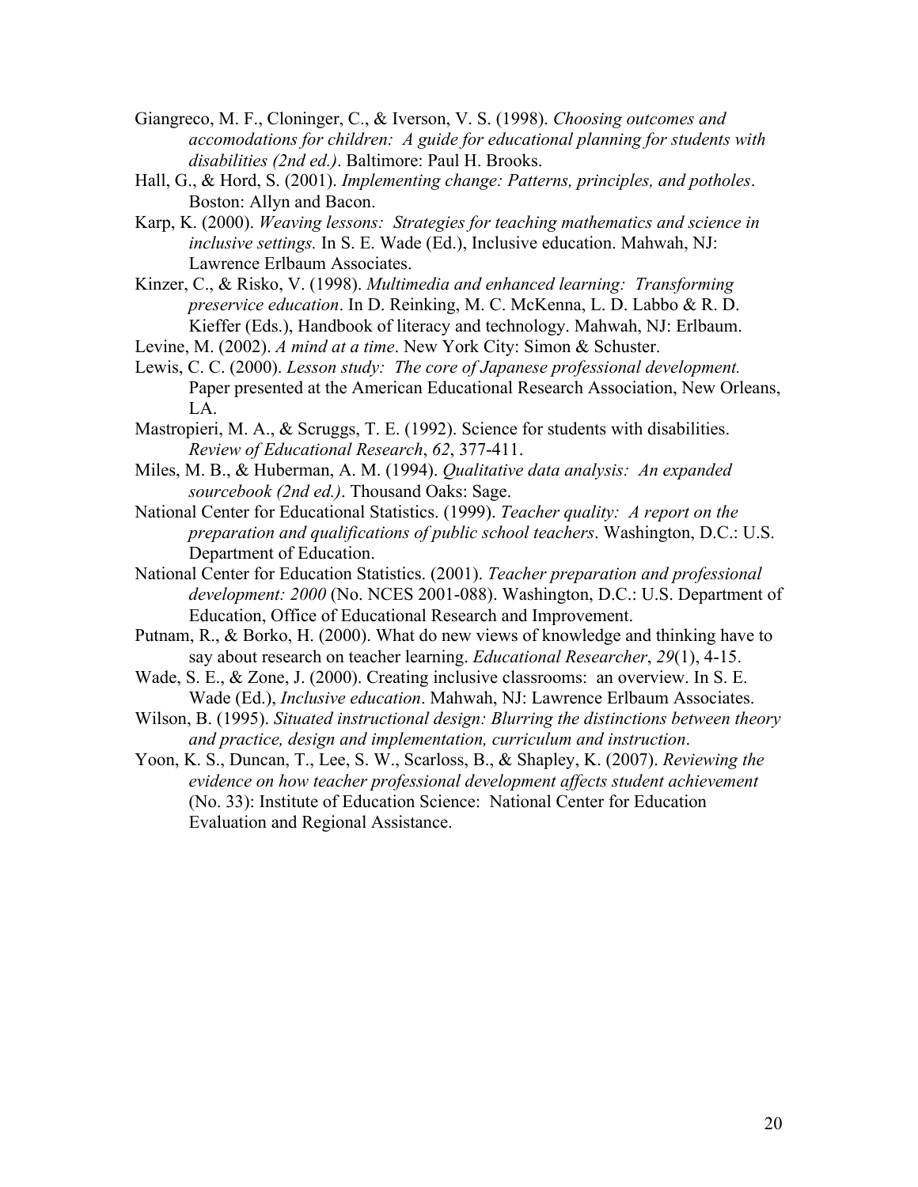Giangreco, M. F., Cloninger, C., & Iverson, V. S. (1998). *Choosing outcomes and accomodations for children: A guide for educational planning for students with disabilities (2nd ed.)*. Baltimore: Paul H. Brooks.

Hall, G., & Hord, S. (2001). *Implementing change: Patterns, principles, and potholes*. Boston: Allyn and Bacon.

Karp, K. (2000). *Weaving lessons: Strategies for teaching mathematics and science in inclusive settings.* In S. E. Wade (Ed.), Inclusive education. Mahwah, NJ: Lawrence Erlbaum Associates.

Kinzer, C., & Risko, V. (1998). *Multimedia and enhanced learning: Transforming preservice education*. In D. Reinking, M. C. McKenna, L. D. Labbo & R. D. Kieffer (Eds.), Handbook of literacy and technology. Mahwah, NJ: Erlbaum.

Levine, M. (2002). *A mind at a time*. New York City: Simon & Schuster.

Lewis, C. C. (2000). *Lesson study: The core of Japanese professional development.* Paper presented at the American Educational Research Association, New Orleans, LA.

Mastropieri, M. A., & Scruggs, T. E. (1992). Science for students with disabilities. *Review of Educational Research*, *62*, 377-411.

Miles, M. B., & Huberman, A. M. (1994). *Qualitative data analysis: An expanded sourcebook (2nd ed.)*. Thousand Oaks: Sage.

National Center for Educational Statistics. (1999). *Teacher quality: A report on the preparation and qualifications of public school teachers*. Washington, D.C.: U.S. Department of Education.

National Center for Education Statistics. (2001). *Teacher preparation and professional development: 2000* (No. NCES 2001-088). Washington, D.C.: U.S. Department of Education, Office of Educational Research and Improvement.

Putnam, R., & Borko, H. (2000). What do new views of knowledge and thinking have to say about research on teacher learning. *Educational Researcher*, *29*(1), 4-15.

Wade, S. E., & Zone, J. (2000). Creating inclusive classrooms: an overview. In S. E. Wade (Ed.), *Inclusive education*. Mahwah, NJ: Lawrence Erlbaum Associates.

Wilson, B. (1995). *Situated instructional design: Blurring the distinctions between theory and practice, design and implementation, curriculum and instruction*.

Yoon, K. S., Duncan, T., Lee, S. W., Scarloss, B., & Shapley, K. (2007). *Reviewing the evidence on how teacher professional development affects student achievement* (No. 33): Institute of Education Science: National Center for Education Evaluation and Regional Assistance.